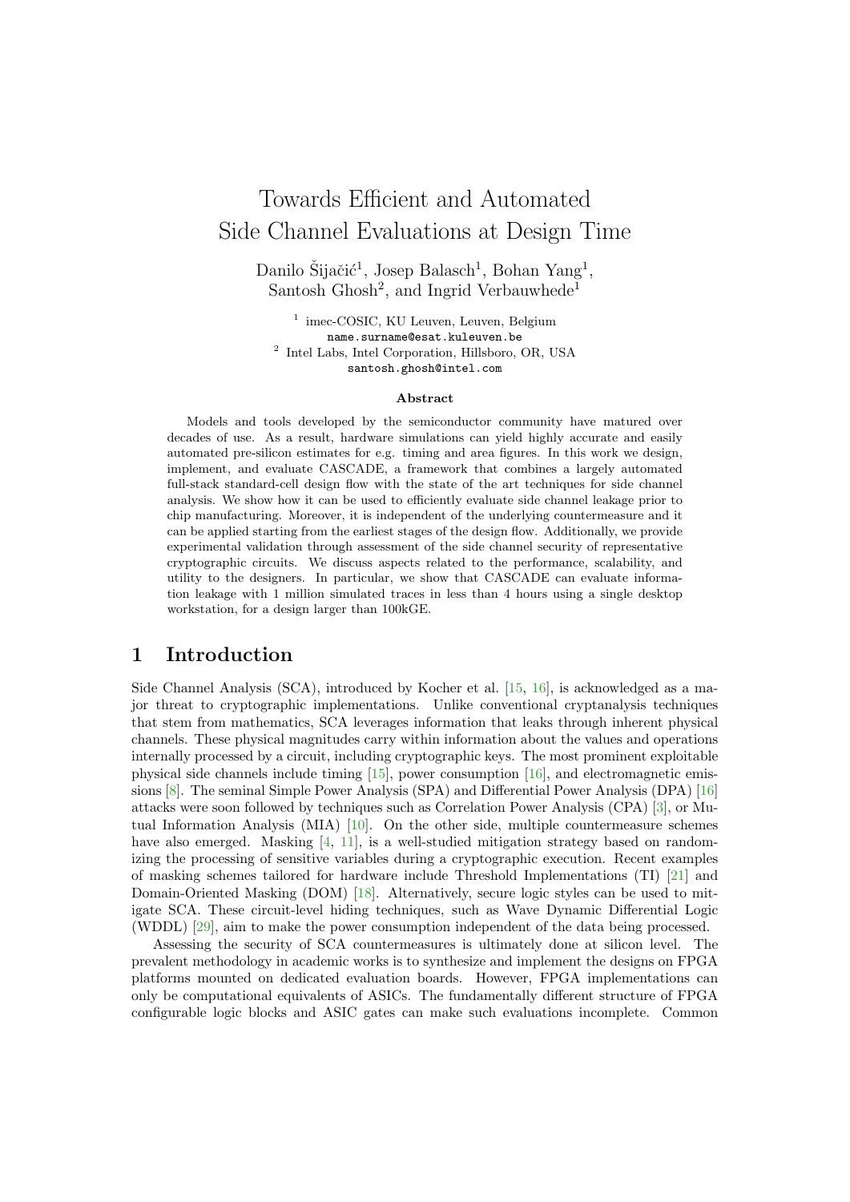# Towards Efficient and Automated Side Channel Evaluations at Design Time

Danilo Šijačić[1], Josep Balasch[1], Bohan Yang[1], Santosh Ghosh[2], and Ingrid Verbauwhede[1]

[1] imec-COSIC, KU Leuven, Leuven, Belgium
name.surname@esat.kuleuven.be
[2] Intel Labs, Intel Corporation, Hillsboro, OR, USA
santosh.ghosh@intel.com

**Abstract**

Models and tools developed by the semiconductor community have matured over decades of use. As a result, hardware simulations can yield highly accurate and easily automated pre-silicon estimates for e.g. timing and area figures. In this work we design, implement, and evaluate CASCADE, a framework that combines a largely automated full-stack standard-cell design flow with the state of the art techniques for side channel analysis. We show how it can be used to efficiently evaluate side channel leakage prior to chip manufacturing. Moreover, it is independent of the underlying countermeasure and it can be applied starting from the earliest stages of the design flow. Additionally, we provide experimental validation through assessment of the side channel security of representative cryptographic circuits. We discuss aspects related to the performance, scalability, and utility to the designers. In particular, we show that CASCADE can evaluate information leakage with 1 million simulated traces in less than 4 hours using a single desktop workstation, for a design larger than 100kGE.

## 1 Introduction

Side Channel Analysis (SCA), introduced by Kocher et al. [15, 16], is acknowledged as a major threat to cryptographic implementations. Unlike conventional cryptanalysis techniques that stem from mathematics, SCA leverages information that leaks through inherent physical channels. These physical magnitudes carry within information about the values and operations internally processed by a circuit, including cryptographic keys. The most prominent exploitable physical side channels include timing [15], power consumption [16], and electromagnetic emissions [8]. The seminal Simple Power Analysis (SPA) and Differential Power Analysis (DPA) [16] attacks were soon followed by techniques such as Correlation Power Analysis (CPA) [3], or Mutual Information Analysis (MIA) [10]. On the other side, multiple countermeasure schemes have also emerged. Masking [4, 11], is a well-studied mitigation strategy based on randomizing the processing of sensitive variables during a cryptographic execution. Recent examples of masking schemes tailored for hardware include Threshold Implementations (TI) [21] and Domain-Oriented Masking (DOM) [18]. Alternatively, secure logic styles can be used to mitigate SCA. These circuit-level hiding techniques, such as Wave Dynamic Differential Logic (WDDL) [29], aim to make the power consumption independent of the data being processed.

Assessing the security of SCA countermeasures is ultimately done at silicon level. The prevalent methodology in academic works is to synthesize and implement the designs on FPGA platforms mounted on dedicated evaluation boards. However, FPGA implementations can only be computational equivalents of ASICs. The fundamentally different structure of FPGA configurable logic blocks and ASIC gates can make such evaluations incomplete. Common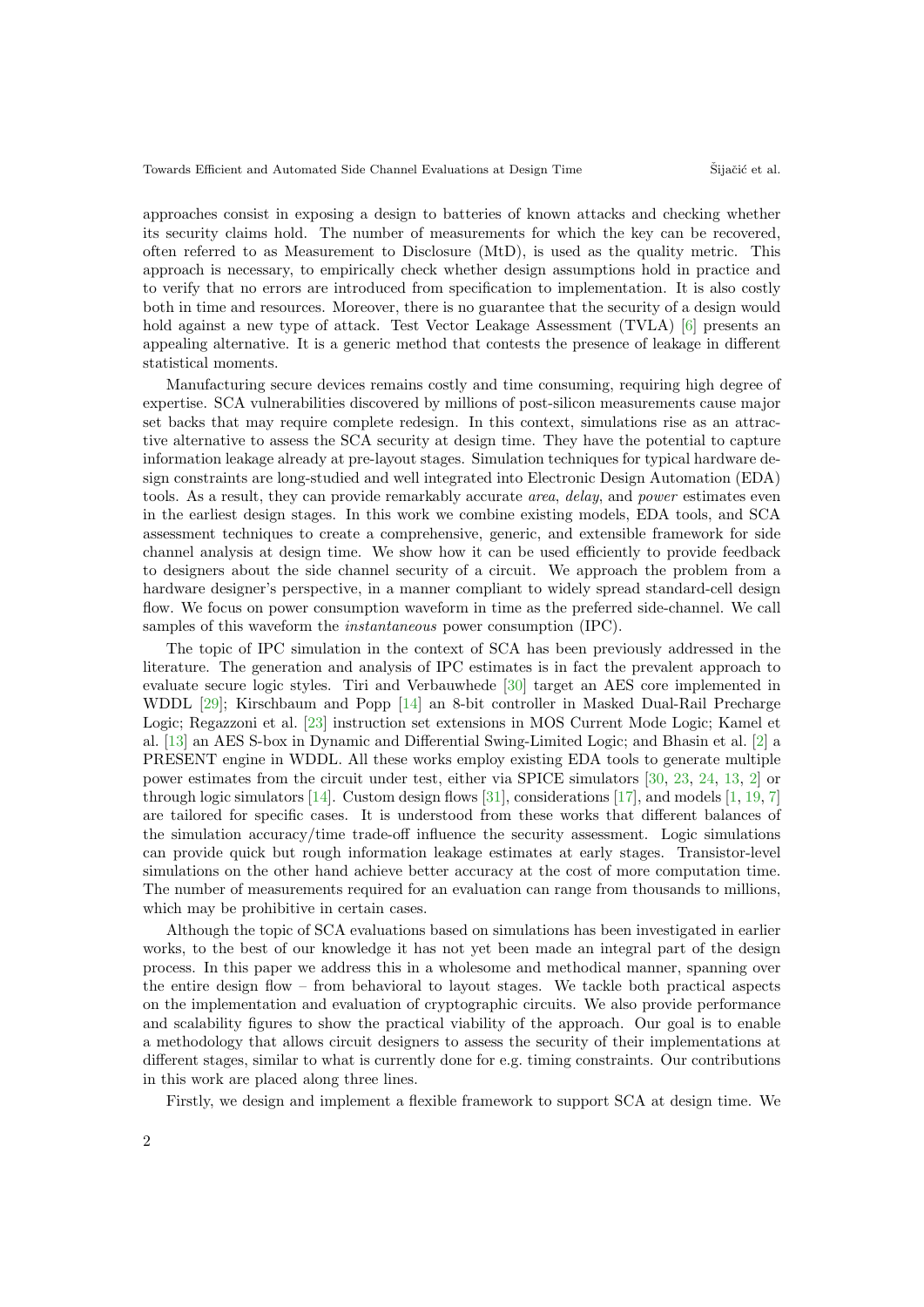approaches consist in exposing a design to batteries of known attacks and checking whether its security claims hold. The number of measurements for which the key can be recovered, often referred to as Measurement to Disclosure (MtD), is used as the quality metric. This approach is necessary, to empirically check whether design assumptions hold in practice and to verify that no errors are introduced from specification to implementation. It is also costly both in time and resources. Moreover, there is no guarantee that the security of a design would hold against a new type of attack. Test Vector Leakage Assessment (TVLA) [6] presents an appealing alternative. It is a generic method that contests the presence of leakage in different statistical moments.

Manufacturing secure devices remains costly and time consuming, requiring high degree of expertise. SCA vulnerabilities discovered by millions of post-silicon measurements cause major set backs that may require complete redesign. In this context, simulations rise as an attractive alternative to assess the SCA security at design time. They have the potential to capture information leakage already at pre-layout stages. Simulation techniques for typical hardware design constraints are long-studied and well integrated into Electronic Design Automation (EDA) tools. As a result, they can provide remarkably accurate *area*, *delay*, and *power* estimates even in the earliest design stages. In this work we combine existing models, EDA tools, and SCA assessment techniques to create a comprehensive, generic, and extensible framework for side channel analysis at design time. We show how it can be used efficiently to provide feedback to designers about the side channel security of a circuit. We approach the problem from a hardware designer's perspective, in a manner compliant to widely spread standard-cell design flow. We focus on power consumption waveform in time as the preferred side-channel. We call samples of this waveform the *instantaneous* power consumption (IPC).

The topic of IPC simulation in the context of SCA has been previously addressed in the literature. The generation and analysis of IPC estimates is in fact the prevalent approach to evaluate secure logic styles. Tiri and Verbauwhede [30] target an AES core implemented in WDDL [29]; Kirschbaum and Popp [14] an 8-bit controller in Masked Dual-Rail Precharge Logic; Regazzoni et al. [23] instruction set extensions in MOS Current Mode Logic; Kamel et al. [13] an AES S-box in Dynamic and Differential Swing-Limited Logic; and Bhasin et al. [2] a PRESENT engine in WDDL. All these works employ existing EDA tools to generate multiple power estimates from the circuit under test, either via SPICE simulators [30, 23, 24, 13, 2] or through logic simulators [14]. Custom design flows [31], considerations [17], and models [1, 19, 7] are tailored for specific cases. It is understood from these works that different balances of the simulation accuracy/time trade-off influence the security assessment. Logic simulations can provide quick but rough information leakage estimates at early stages. Transistor-level simulations on the other hand achieve better accuracy at the cost of more computation time. The number of measurements required for an evaluation can range from thousands to millions, which may be prohibitive in certain cases.

Although the topic of SCA evaluations based on simulations has been investigated in earlier works, to the best of our knowledge it has not yet been made an integral part of the design process. In this paper we address this in a wholesome and methodical manner, spanning over the entire design flow – from behavioral to layout stages. We tackle both practical aspects on the implementation and evaluation of cryptographic circuits. We also provide performance and scalability figures to show the practical viability of the approach. Our goal is to enable a methodology that allows circuit designers to assess the security of their implementations at different stages, similar to what is currently done for e.g. timing constraints. Our contributions in this work are placed along three lines.

Firstly, we design and implement a flexible framework to support SCA at design time. We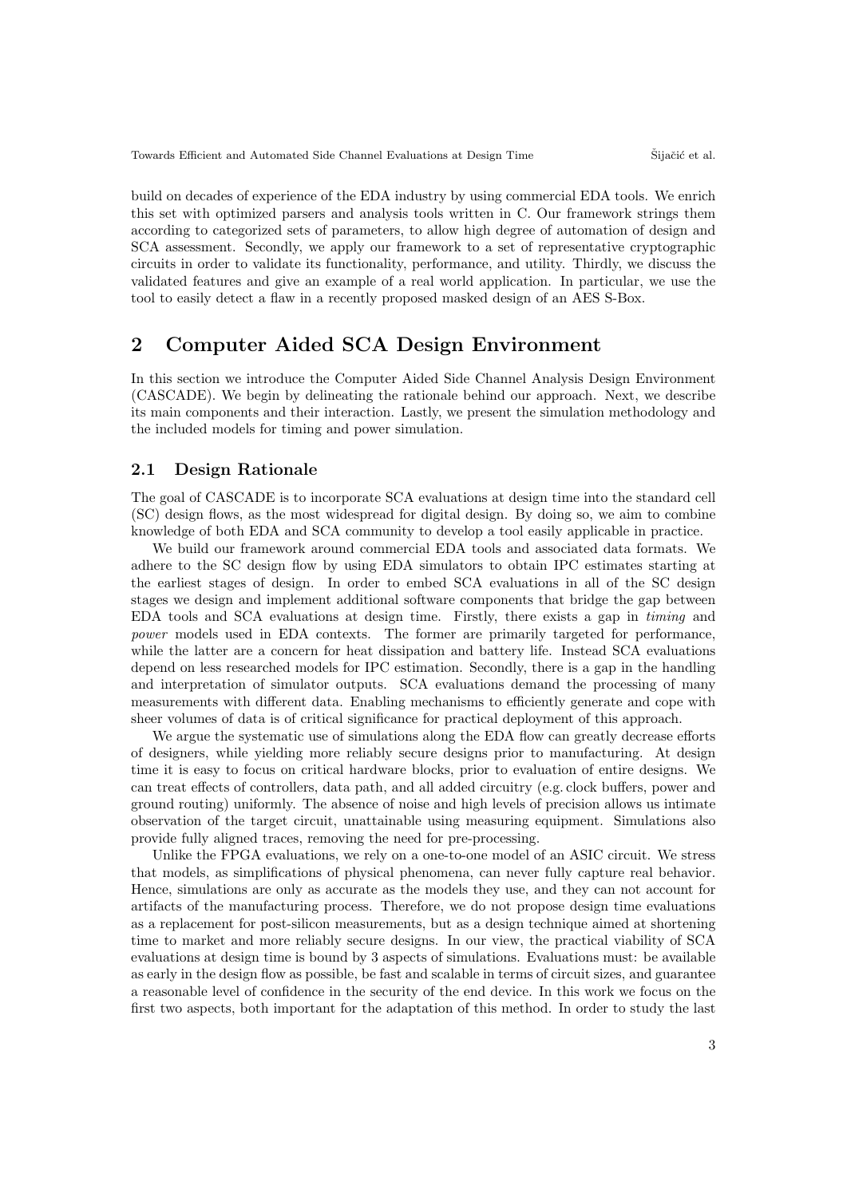build on decades of experience of the EDA industry by using commercial EDA tools. We enrich this set with optimized parsers and analysis tools written in C. Our framework strings them according to categorized sets of parameters, to allow high degree of automation of design and SCA assessment. Secondly, we apply our framework to a set of representative cryptographic circuits in order to validate its functionality, performance, and utility. Thirdly, we discuss the validated features and give an example of a real world application. In particular, we use the tool to easily detect a flaw in a recently proposed masked design of an AES S-Box.

## 2 Computer Aided SCA Design Environment

In this section we introduce the Computer Aided Side Channel Analysis Design Environment (CASCADE). We begin by delineating the rationale behind our approach. Next, we describe its main components and their interaction. Lastly, we present the simulation methodology and the included models for timing and power simulation.

### 2.1 Design Rationale

The goal of CASCADE is to incorporate SCA evaluations at design time into the standard cell (SC) design flows, as the most widespread for digital design. By doing so, we aim to combine knowledge of both EDA and SCA community to develop a tool easily applicable in practice.

We build our framework around commercial EDA tools and associated data formats. We adhere to the SC design flow by using EDA simulators to obtain IPC estimates starting at the earliest stages of design. In order to embed SCA evaluations in all of the SC design stages we design and implement additional software components that bridge the gap between EDA tools and SCA evaluations at design time. Firstly, there exists a gap in *timing* and *power* models used in EDA contexts. The former are primarily targeted for performance, while the latter are a concern for heat dissipation and battery life. Instead SCA evaluations depend on less researched models for IPC estimation. Secondly, there is a gap in the handling and interpretation of simulator outputs. SCA evaluations demand the processing of many measurements with different data. Enabling mechanisms to efficiently generate and cope with sheer volumes of data is of critical significance for practical deployment of this approach.

We argue the systematic use of simulations along the EDA flow can greatly decrease efforts of designers, while yielding more reliably secure designs prior to manufacturing. At design time it is easy to focus on critical hardware blocks, prior to evaluation of entire designs. We can treat effects of controllers, data path, and all added circuitry (e.g. clock buffers, power and ground routing) uniformly. The absence of noise and high levels of precision allows us intimate observation of the target circuit, unattainable using measuring equipment. Simulations also provide fully aligned traces, removing the need for pre-processing.

Unlike the FPGA evaluations, we rely on a one-to-one model of an ASIC circuit. We stress that models, as simplifications of physical phenomena, can never fully capture real behavior. Hence, simulations are only as accurate as the models they use, and they can not account for artifacts of the manufacturing process. Therefore, we do not propose design time evaluations as a replacement for post-silicon measurements, but as a design technique aimed at shortening time to market and more reliably secure designs. In our view, the practical viability of SCA evaluations at design time is bound by 3 aspects of simulations. Evaluations must: be available as early in the design flow as possible, be fast and scalable in terms of circuit sizes, and guarantee a reasonable level of confidence in the security of the end device. In this work we focus on the first two aspects, both important for the adaptation of this method. In order to study the last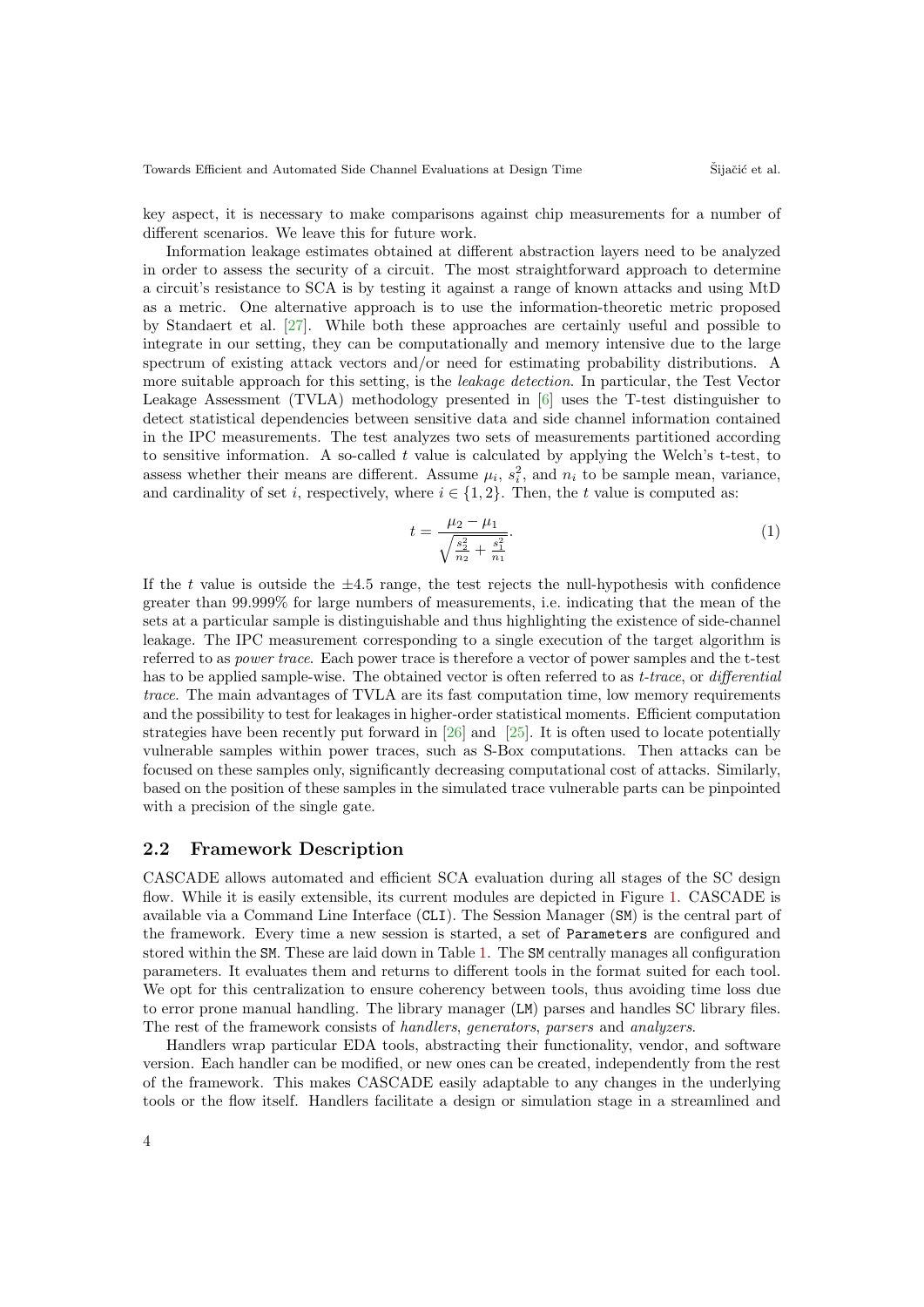key aspect, it is necessary to make comparisons against chip measurements for a number of different scenarios. We leave this for future work.

Information leakage estimates obtained at different abstraction layers need to be analyzed in order to assess the security of a circuit. The most straightforward approach to determine a circuit's resistance to SCA is by testing it against a range of known attacks and using MtD as a metric. One alternative approach is to use the information-theoretic metric proposed by Standaert et al. [27]. While both these approaches are certainly useful and possible to integrate in our setting, they can be computationally and memory intensive due to the large spectrum of existing attack vectors and/or need for estimating probability distributions. A more suitable approach for this setting, is the *leakage detection*. In particular, the Test Vector Leakage Assessment (TVLA) methodology presented in [6] uses the T-test distinguisher to detect statistical dependencies between sensitive data and side channel information contained in the IPC measurements. The test analyzes two sets of measurements partitioned according to sensitive information. A so-called $t$ value is calculated by applying the Welch's t-test, to assess whether their means are different. Assume $\mu_i$, $s_i^2$, and $n_i$ to be sample mean, variance, and cardinality of set $i$, respectively, where $i \in \{1, 2\}$. Then, the $t$ value is computed as:

$$t = \frac{\mu_2 - \mu_1}{\sqrt{\frac{s_2^2}{n_2} + \frac{s_1^2}{n_1}}}. \tag{1}$$

If the $t$ value is outside the $\pm 4.5$ range, the test rejects the null-hypothesis with confidence greater than 99.999% for large numbers of measurements, i.e. indicating that the mean of the sets at a particular sample is distinguishable and thus highlighting the existence of side-channel leakage. The IPC measurement corresponding to a single execution of the target algorithm is referred to as *power trace*. Each power trace is therefore a vector of power samples and the t-test has to be applied sample-wise. The obtained vector is often referred to as *t-trace*, or *differential trace*. The main advantages of TVLA are its fast computation time, low memory requirements and the possibility to test for leakages in higher-order statistical moments. Efficient computation strategies have been recently put forward in [26] and [25]. It is often used to locate potentially vulnerable samples within power traces, such as S-Box computations. Then attacks can be focused on these samples only, significantly decreasing computational cost of attacks. Similarly, based on the position of these samples in the simulated trace vulnerable parts can be pinpointed with a precision of the single gate.

## 2.2 Framework Description

CASCADE allows automated and efficient SCA evaluation during all stages of the SC design flow. While it is easily extensible, its current modules are depicted in Figure 1. CASCADE is available via a Command Line Interface (`CLI`). The Session Manager (`SM`) is the central part of the framework. Every time a new session is started, a set of `Parameters` are configured and stored within the `SM`. These are laid down in Table 1. The `SM` centrally manages all configuration parameters. It evaluates them and returns to different tools in the format suited for each tool. We opt for this centralization to ensure coherency between tools, thus avoiding time loss due to error prone manual handling. The library manager (`LM`) parses and handles SC library files. The rest of the framework consists of *handlers*, *generators*, *parsers* and *analyzers*.

Handlers wrap particular EDA tools, abstracting their functionality, vendor, and software version. Each handler can be modified, or new ones can be created, independently from the rest of the framework. This makes CASCADE easily adaptable to any changes in the underlying tools or the flow itself. Handlers facilitate a design or simulation stage in a streamlined and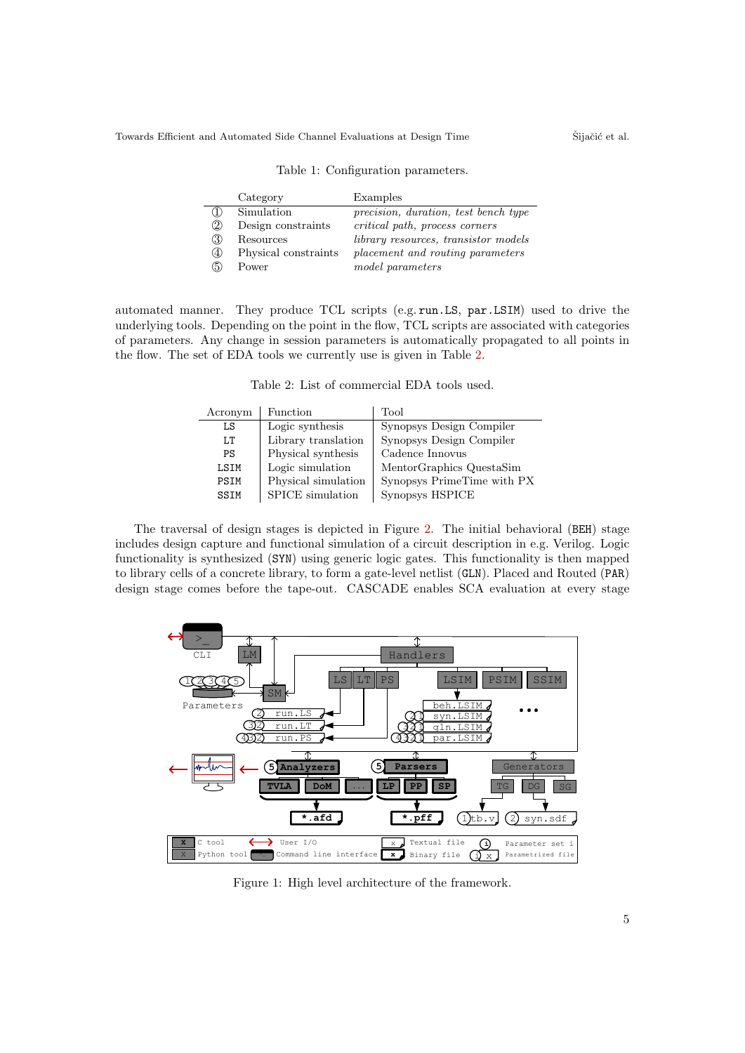Table 1: Configuration parameters.

| | Category | Examples |
|---|---|---|
| ① | Simulation | *precision, duration, test bench type* |
| ② | Design constraints | *critical path, process corners* |
| ③ | Resources | *library resources, transistor models* |
| ④ | Physical constraints | *placement and routing parameters* |
| ⑤ | Power | *model parameters* |

automated manner. They produce TCL scripts (e.g. `run.LS`, `par.LSIM`) used to drive the underlying tools. Depending on the point in the flow, TCL scripts are associated with categories of parameters. Any change in session parameters is automatically propagated to all points in the flow. The set of EDA tools we currently use is given in Table 2.

Table 2: List of commercial EDA tools used.

| Acronym | Function | Tool |
|---|---|---|
| `LS` | Logic synthesis | Synopsys Design Compiler |
| `LT` | Library translation | Synopsys Design Compiler |
| `PS` | Physical synthesis | Cadence Innovus |
| `LSIM` | Logic simulation | MentorGraphics QuestaSim |
| `PSIM` | Physical simulation | Synopsys PrimeTime with PX |
| `SSIM` | SPICE simulation | Synopsys HSPICE |

The traversal of design stages is depicted in Figure 2. The initial behavioral (`BEH`) stage includes design capture and functional simulation of a circuit description in e.g. Verilog. Logic functionality is synthesized (`SYN`) using generic logic gates. This functionality is then mapped to library cells of a concrete library, to form a gate-level netlist (`GLN`). Placed and Routed (`PAR`) design stage comes before the tape-out. CASCADE enables SCA evaluation at every stage

Figure 1: High level architecture of the framework.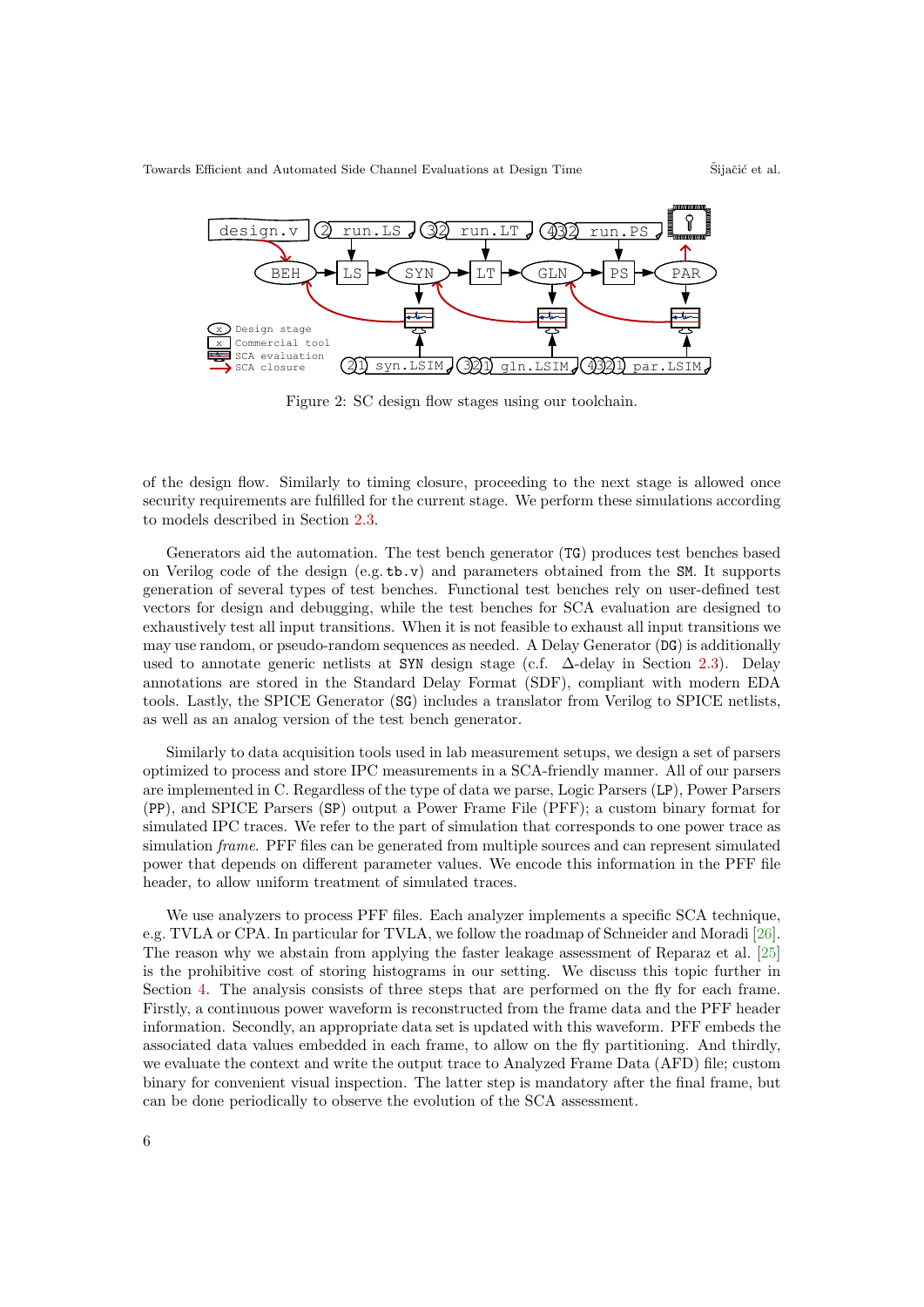Figure 2: SC design flow stages using our toolchain.

of the design flow. Similarly to timing closure, proceeding to the next stage is allowed once security requirements are fulfilled for the current stage. We perform these simulations according to models described in Section 2.3.

Generators aid the automation. The test bench generator (TG) produces test benches based on Verilog code of the design (e.g. tb.v) and parameters obtained from the SM. It supports generation of several types of test benches. Functional test benches rely on user-defined test vectors for design and debugging, while the test benches for SCA evaluation are designed to exhaustively test all input transitions. When it is not feasible to exhaust all input transitions we may use random, or pseudo-random sequences as needed. A Delay Generator (DG) is additionally used to annotate generic netlists at SYN design stage (c.f. $\Delta$-delay in Section 2.3). Delay annotations are stored in the Standard Delay Format (SDF), compliant with modern EDA tools. Lastly, the SPICE Generator (SG) includes a translator from Verilog to SPICE netlists, as well as an analog version of the test bench generator.

Similarly to data acquisition tools used in lab measurement setups, we design a set of parsers optimized to process and store IPC measurements in a SCA-friendly manner. All of our parsers are implemented in C. Regardless of the type of data we parse, Logic Parsers (LP), Power Parsers (PP), and SPICE Parsers (SP) output a Power Frame File (PFF); a custom binary format for simulated IPC traces. We refer to the part of simulation that corresponds to one power trace as simulation *frame*. PFF files can be generated from multiple sources and can represent simulated power that depends on different parameter values. We encode this information in the PFF file header, to allow uniform treatment of simulated traces.

We use analyzers to process PFF files. Each analyzer implements a specific SCA technique, e.g. TVLA or CPA. In particular for TVLA, we follow the roadmap of Schneider and Moradi [26]. The reason why we abstain from applying the faster leakage assessment of Reparaz et al. [25] is the prohibitive cost of storing histograms in our setting. We discuss this topic further in Section 4. The analysis consists of three steps that are performed on the fly for each frame. Firstly, a continuous power waveform is reconstructed from the frame data and the PFF header information. Secondly, an appropriate data set is updated with this waveform. PFF embeds the associated data values embedded in each frame, to allow on the fly partitioning. And thirdly, we evaluate the context and write the output trace to Analyzed Frame Data (AFD) file; custom binary for convenient visual inspection. The latter step is mandatory after the final frame, but can be done periodically to observe the evolution of the SCA assessment.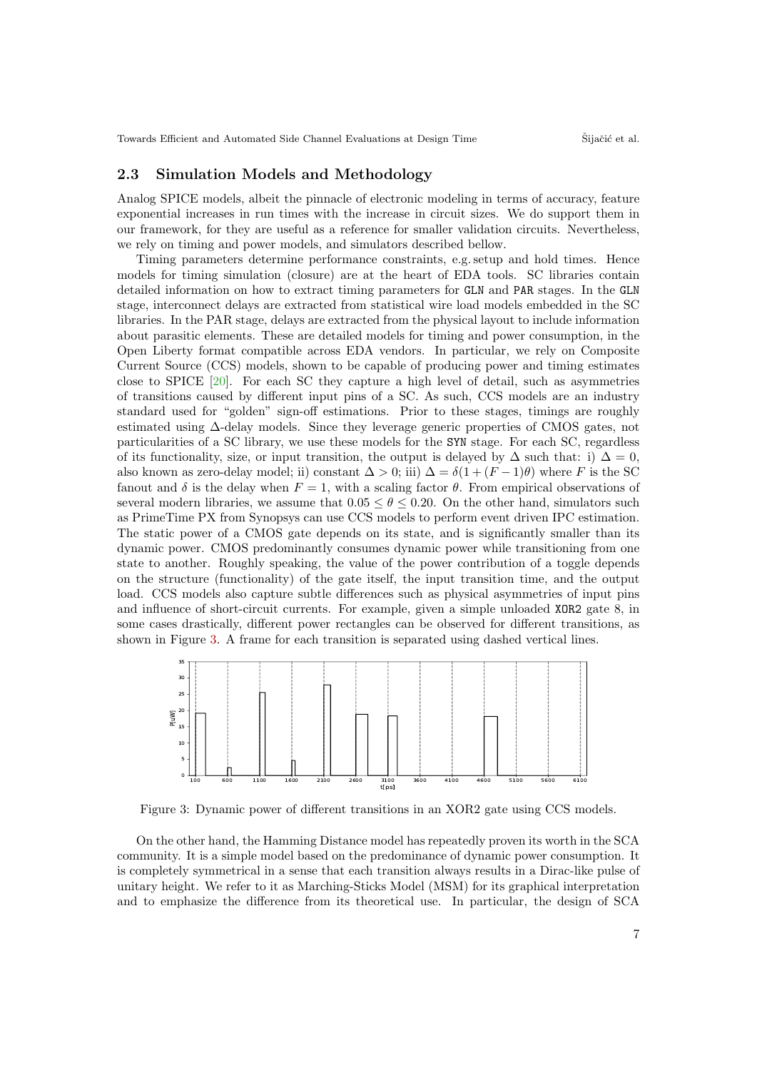### 2.3 Simulation Models and Methodology

Analog SPICE models, albeit the pinnacle of electronic modeling in terms of accuracy, feature exponential increases in run times with the increase in circuit sizes. We do support them in our framework, for they are useful as a reference for smaller validation circuits. Nevertheless, we rely on timing and power models, and simulators described bellow.

Timing parameters determine performance constraints, e.g. setup and hold times. Hence models for timing simulation (closure) are at the heart of EDA tools. SC libraries contain detailed information on how to extract timing parameters for `GLN` and `PAR` stages. In the `GLN` stage, interconnect delays are extracted from statistical wire load models embedded in the SC libraries. In the PAR stage, delays are extracted from the physical layout to include information about parasitic elements. These are detailed models for timing and power consumption, in the Open Liberty format compatible across EDA vendors. In particular, we rely on Composite Current Source (CCS) models, shown to be capable of producing power and timing estimates close to SPICE [20]. For each SC they capture a high level of detail, such as asymmetries of transitions caused by different input pins of a SC. As such, CCS models are an industry standard used for "golden" sign-off estimations. Prior to these stages, timings are roughly estimated using $\Delta$-delay models. Since they leverage generic properties of CMOS gates, not particularities of a SC library, we use these models for the `SYN` stage. For each SC, regardless of its functionality, size, or input transition, the output is delayed by $\Delta$ such that: i) $\Delta = 0$, also known as zero-delay model; ii) constant $\Delta > 0$; iii) $\Delta = \delta(1 + (F - 1)\theta)$ where $F$ is the SC fanout and $\delta$ is the delay when $F = 1$, with a scaling factor $\theta$. From empirical observations of several modern libraries, we assume that $0.05 \leq \theta \leq 0.20$. On the other hand, simulators such as PrimeTime PX from Synopsys can use CCS models to perform event driven IPC estimation. The static power of a CMOS gate depends on its state, and is significantly smaller than its dynamic power. CMOS predominantly consumes dynamic power while transitioning from one state to another. Roughly speaking, the value of the power contribution of a toggle depends on the structure (functionality) of the gate itself, the input transition time, and the output load. CCS models also capture subtle differences such as physical asymmetries of input pins and influence of short-circuit currents. For example, given a simple unloaded `XOR2` gate 8, in some cases drastically, different power rectangles can be observed for different transitions, as shown in Figure 3. A frame for each transition is separated using dashed vertical lines.

Figure 3: Dynamic power of different transitions in an XOR2 gate using CCS models.

On the other hand, the Hamming Distance model has repeatedly proven its worth in the SCA community. It is a simple model based on the predominance of dynamic power consumption. It is completely symmetrical in a sense that each transition always results in a Dirac-like pulse of unitary height. We refer to it as Marching-Sticks Model (MSM) for its graphical interpretation and to emphasize the difference from its theoretical use. In particular, the design of SCA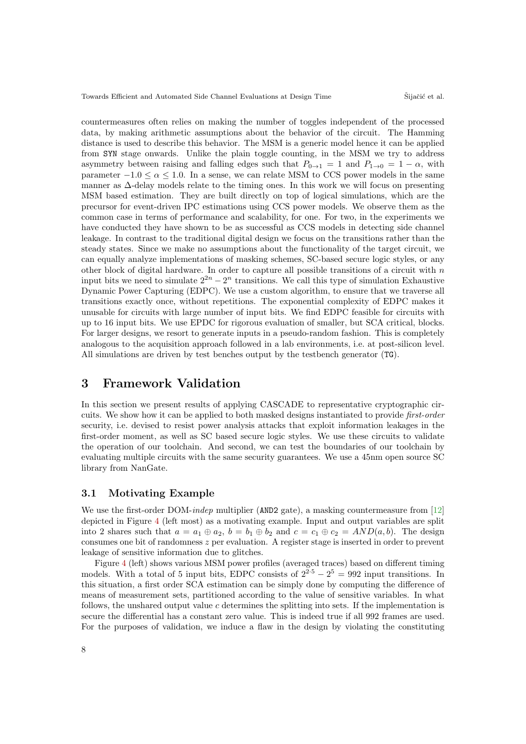countermeasures often relies on making the number of toggles independent of the processed data, by making arithmetic assumptions about the behavior of the circuit. The Hamming distance is used to describe this behavior. The MSM is a generic model hence it can be applied from `SYN` stage onwards. Unlike the plain toggle counting, in the MSM we try to address asymmetry between raising and falling edges such that $P_{0\rightarrow 1} = 1$ and $P_{1\rightarrow 0} = 1 - \alpha$, with parameter $-1.0 \leq \alpha \leq 1.0$. In a sense, we can relate MSM to CCS power models in the same manner as $\Delta$-delay models relate to the timing ones. In this work we will focus on presenting MSM based estimation. They are built directly on top of logical simulations, which are the precursor for event-driven IPC estimations using CCS power models. We observe them as the common case in terms of performance and scalability, for one. For two, in the experiments we have conducted they have shown to be as successful as CCS models in detecting side channel leakage. In contrast to the traditional digital design we focus on the transitions rather than the steady states. Since we make no assumptions about the functionality of the target circuit, we can equally analyze implementations of masking schemes, SC-based secure logic styles, or any other block of digital hardware. In order to capture all possible transitions of a circuit with $n$ input bits we need to simulate $2^{2n} - 2^n$ transitions. We call this type of simulation Exhaustive Dynamic Power Capturing (EDPC). We use a custom algorithm, to ensure that we traverse all transitions exactly once, without repetitions. The exponential complexity of EDPC makes it unusable for circuits with large number of input bits. We find EDPC feasible for circuits with up to 16 input bits. We use EPDC for rigorous evaluation of smaller, but SCA critical, blocks. For larger designs, we resort to generate inputs in a pseudo-random fashion. This is completely analogous to the acquisition approach followed in a lab environments, i.e. at post-silicon level. All simulations are driven by test benches output by the testbench generator (`TG`).

# 3 Framework Validation

In this section we present results of applying CASCADE to representative cryptographic circuits. We show how it can be applied to both masked designs instantiated to provide *first-order* security, i.e. devised to resist power analysis attacks that exploit information leakages in the first-order moment, as well as SC based secure logic styles. We use these circuits to validate the operation of our toolchain. And second, we can test the boundaries of our toolchain by evaluating multiple circuits with the same security guarantees. We use a 45nm open source SC library from NanGate.

## 3.1 Motivating Example

We use the first-order DOM-*indep* multiplier (`AND2` gate), a masking countermeasure from [12] depicted in Figure 4 (left most) as a motivating example. Input and output variables are split into 2 shares such that $a = a_1 \oplus a_2$, $b = b_1 \oplus b_2$ and $c = c_1 \oplus c_2 = AND(a, b)$. The design consumes one bit of randomness $z$ per evaluation. A register stage is inserted in order to prevent leakage of sensitive information due to glitches.

Figure 4 (left) shows various MSM power profiles (averaged traces) based on different timing models. With a total of 5 input bits, EDPC consists of $2^{2\cdot 5} - 2^5 = 992$ input transitions. In this situation, a first order SCA estimation can be simply done by computing the difference of means of measurement sets, partitioned according to the value of sensitive variables. In what follows, the unshared output value $c$ determines the splitting into sets. If the implementation is secure the differential has a constant zero value. This is indeed true if all 992 frames are used. For the purposes of validation, we induce a flaw in the design by violating the constituting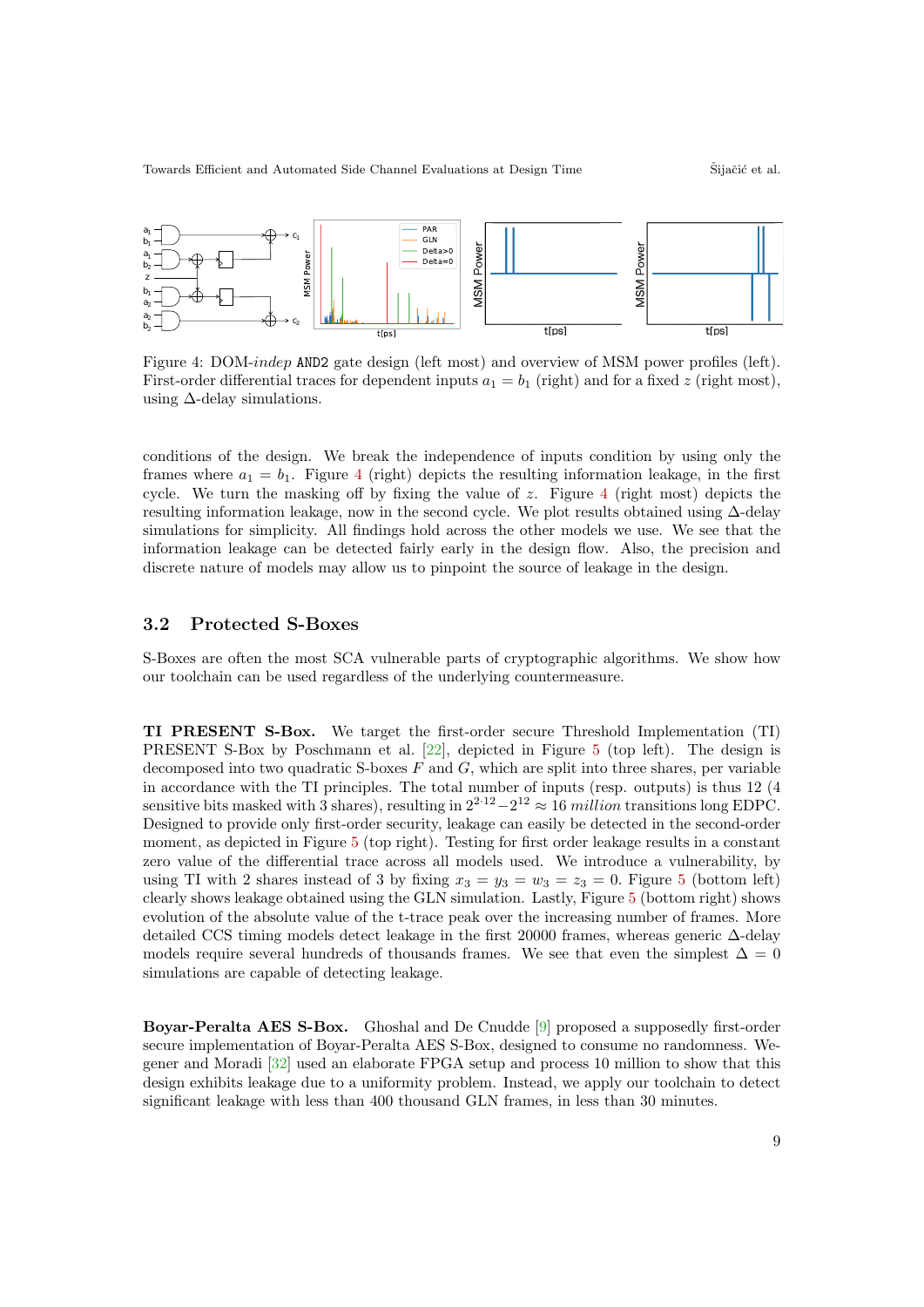Figure 4: DOM-*indep* AND2 gate design (left most) and overview of MSM power profiles (left). First-order differential traces for dependent inputs $a_1 = b_1$ (right) and for a fixed $z$ (right most), using $\Delta$-delay simulations.

conditions of the design. We break the independence of inputs condition by using only the frames where $a_1 = b_1$. Figure 4 (right) depicts the resulting information leakage, in the first cycle. We turn the masking off by fixing the value of $z$. Figure 4 (right most) depicts the resulting information leakage, now in the second cycle. We plot results obtained using $\Delta$-delay simulations for simplicity. All findings hold across the other models we use. We see that the information leakage can be detected fairly early in the design flow. Also, the precision and discrete nature of models may allow us to pinpoint the source of leakage in the design.

## 3.2 Protected S-Boxes

S-Boxes are often the most SCA vulnerable parts of cryptographic algorithms. We show how our toolchain can be used regardless of the underlying countermeasure.

**TI PRESENT S-Box.** We target the first-order secure Threshold Implementation (TI) PRESENT S-Box by Poschmann et al. [22], depicted in Figure 5 (top left). The design is decomposed into two quadratic S-boxes $F$ and $G$, which are split into three shares, per variable in accordance with the TI principles. The total number of inputs (resp. outputs) is thus 12 (4 sensitive bits masked with 3 shares), resulting in $2^{2 \cdot 12} - 2^{12} \approx 16$ *million* transitions long EDPC. Designed to provide only first-order security, leakage can easily be detected in the second-order moment, as depicted in Figure 5 (top right). Testing for first order leakage results in a constant zero value of the differential trace across all models used. We introduce a vulnerability, by using TI with 2 shares instead of 3 by fixing $x_3 = y_3 = w_3 = z_3 = 0$. Figure 5 (bottom left) clearly shows leakage obtained using the GLN simulation. Lastly, Figure 5 (bottom right) shows evolution of the absolute value of the t-trace peak over the increasing number of frames. More detailed CCS timing models detect leakage in the first 20000 frames, whereas generic $\Delta$-delay models require several hundreds of thousands frames. We see that even the simplest $\Delta = 0$ simulations are capable of detecting leakage.

**Boyar-Peralta AES S-Box.** Ghoshal and De Cnudde [9] proposed a supposedly first-order secure implementation of Boyar-Peralta AES S-Box, designed to consume no randomness. Wegener and Moradi [32] used an elaborate FPGA setup and process 10 million to show that this design exhibits leakage due to a uniformity problem. Instead, we apply our toolchain to detect significant leakage with less than 400 thousand GLN frames, in less than 30 minutes.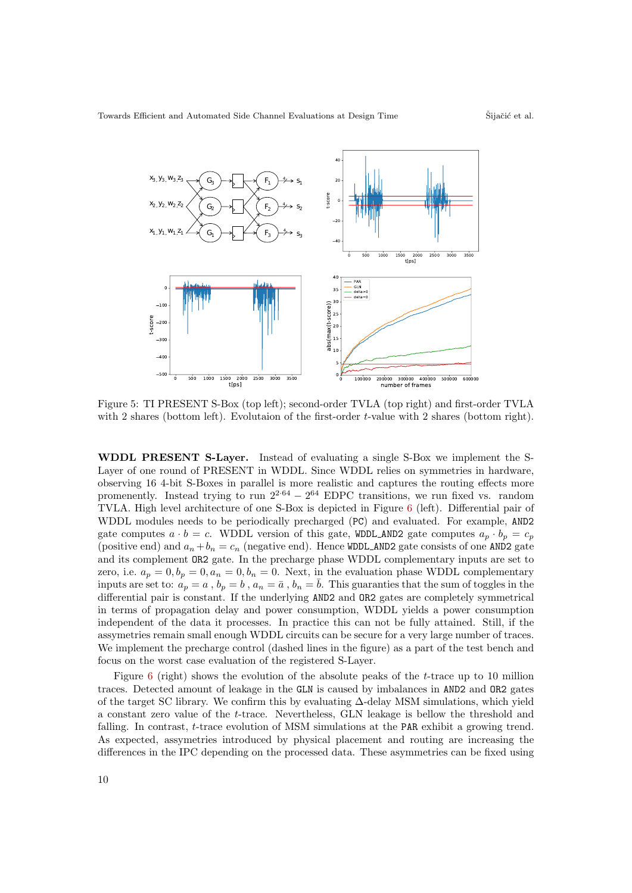Figure 5: TI PRESENT S-Box (top left); second-order TVLA (top right) and first-order TVLA with 2 shares (bottom left). Evolutaion of the first-order $t$-value with 2 shares (bottom right).

**WDDL PRESENT S-Layer.** Instead of evaluating a single S-Box we implement the S-Layer of one round of PRESENT in WDDL. Since WDDL relies on symmetries in hardware, observing 16 4-bit S-Boxes in parallel is more realistic and captures the routing effects more promenently. Instead trying to run $2^{2 \cdot 64} - 2^{64}$ EDPC transitions, we run fixed vs. random TVLA. High level architecture of one S-Box is depicted in Figure 6 (left). Differential pair of WDDL modules needs to be periodically precharged (PC) and evaluated. For example, AND2 gate computes $a \cdot b = c$. WDDL version of this gate, WDDL_AND2 gate computes $a_p \cdot b_p = c_p$ (positive end) and $a_n + b_n = c_n$ (negative end). Hence WDDL_AND2 gate consists of one AND2 gate and its complement OR2 gate. In the precharge phase WDDL complementary inputs are set to zero, i.e. $a_p = 0, b_p = 0, a_n = 0, b_n = 0$. Next, in the evaluation phase WDDL complementary inputs are set to: $a_p = a$ , $b_p = b$ , $a_n = \bar{a}$ , $b_n = \bar{b}$. This guaranties that the sum of toggles in the differential pair is constant. If the underlying AND2 and OR2 gates are completely symmetrical in terms of propagation delay and power consumption, WDDL yields a power consumption independent of the data it processes. In practice this can not be fully attained. Still, if the assymetries remain small enough WDDL circuits can be secure for a very large number of traces. We implement the precharge control (dashed lines in the figure) as a part of the test bench and focus on the worst case evaluation of the registered S-Layer.

Figure 6 (right) shows the evolution of the absolute peaks of the $t$-trace up to 10 million traces. Detected amount of leakage in the GLN is caused by imbalances in AND2 and OR2 gates of the target SC library. We confirm this by evaluating $\Delta$-delay MSM simulations, which yield a constant zero value of the $t$-trace. Nevertheless, GLN leakage is bellow the threshold and falling. In contrast, $t$-trace evolution of MSM simulations at the PAR exhibit a growing trend. As expected, assymetries introduced by physical placement and routing are increasing the differences in the IPC depending on the processed data. These asymmetries can be fixed using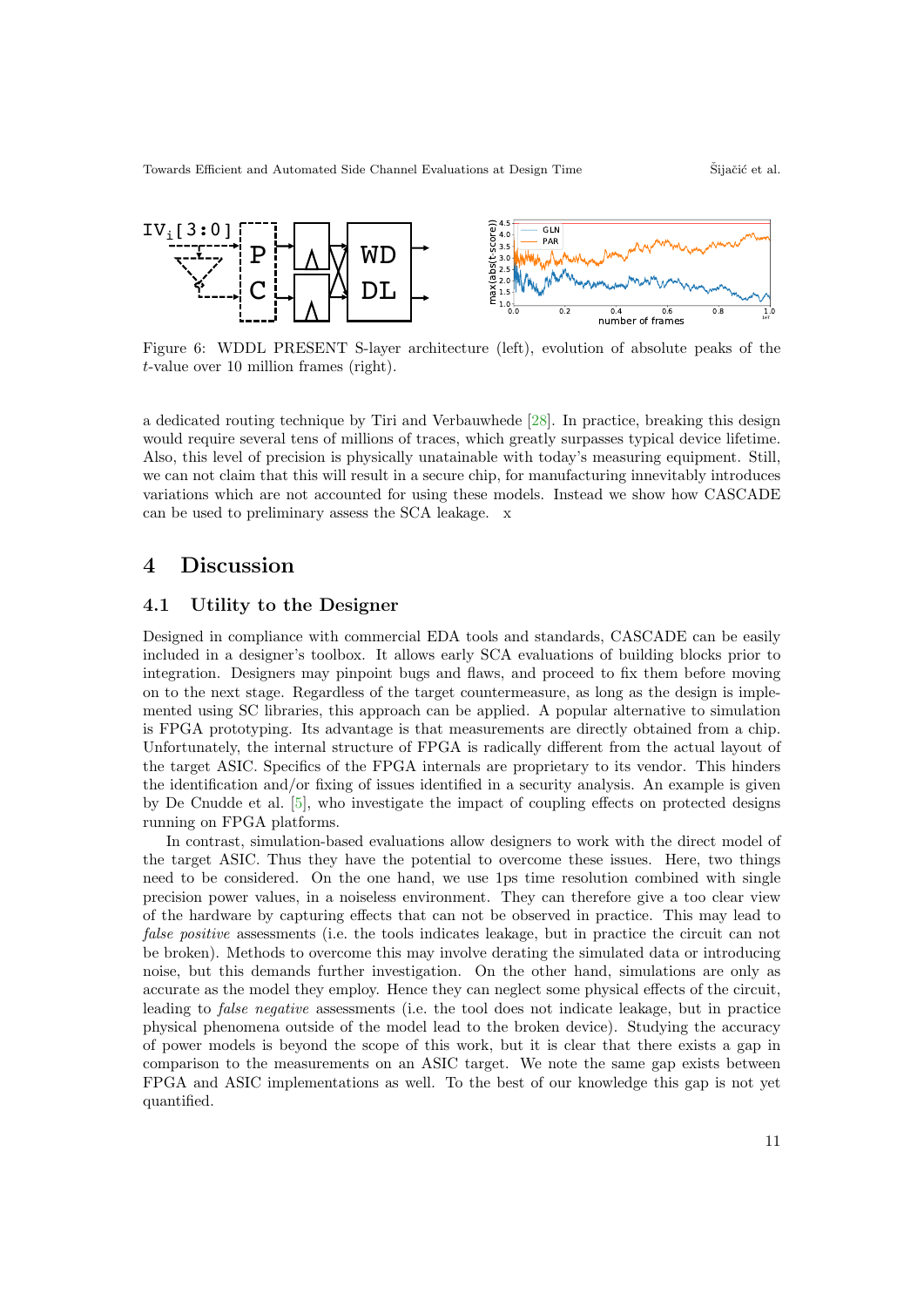Figure 6: WDDL PRESENT S-layer architecture (left), evolution of absolute peaks of the $t$-value over 10 million frames (right).

a dedicated routing technique by Tiri and Verbauwhede [28]. In practice, breaking this design would require several tens of millions of traces, which greatly surpasses typical device lifetime. Also, this level of precision is physically unatainable with today's measuring equipment. Still, we can not claim that this will result in a secure chip, for manufacturing innevitably introduces variations which are not accounted for using these models. Instead we show how CASCADE can be used to preliminary assess the SCA leakage. x

# 4 Discussion

## 4.1 Utility to the Designer

Designed in compliance with commercial EDA tools and standards, CASCADE can be easily included in a designer's toolbox. It allows early SCA evaluations of building blocks prior to integration. Designers may pinpoint bugs and flaws, and proceed to fix them before moving on to the next stage. Regardless of the target countermeasure, as long as the design is implemented using SC libraries, this approach can be applied. A popular alternative to simulation is FPGA prototyping. Its advantage is that measurements are directly obtained from a chip. Unfortunately, the internal structure of FPGA is radically different from the actual layout of the target ASIC. Specifics of the FPGA internals are proprietary to its vendor. This hinders the identification and/or fixing of issues identified in a security analysis. An example is given by De Cnudde et al. [5], who investigate the impact of coupling effects on protected designs running on FPGA platforms.

In contrast, simulation-based evaluations allow designers to work with the direct model of the target ASIC. Thus they have the potential to overcome these issues. Here, two things need to be considered. On the one hand, we use 1ps time resolution combined with single precision power values, in a noiseless environment. They can therefore give a too clear view of the hardware by capturing effects that can not be observed in practice. This may lead to *false positive* assessments (i.e. the tools indicates leakage, but in practice the circuit can not be broken). Methods to overcome this may involve derating the simulated data or introducing noise, but this demands further investigation. On the other hand, simulations are only as accurate as the model they employ. Hence they can neglect some physical effects of the circuit, leading to *false negative* assessments (i.e. the tool does not indicate leakage, but in practice physical phenomena outside of the model lead to the broken device). Studying the accuracy of power models is beyond the scope of this work, but it is clear that there exists a gap in comparison to the measurements on an ASIC target. We note the same gap exists between FPGA and ASIC implementations as well. To the best of our knowledge this gap is not yet quantified.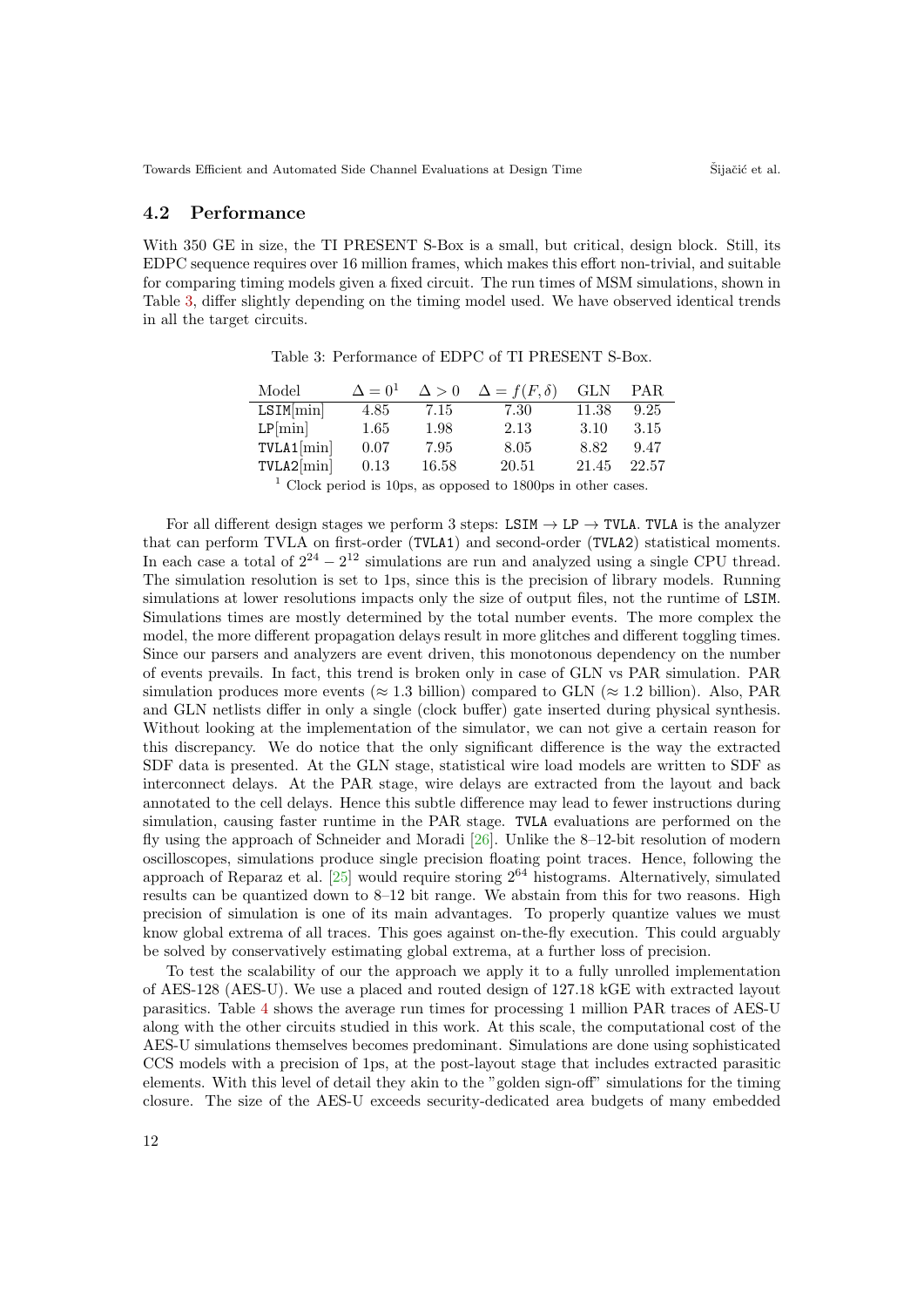### 4.2 Performance

With 350 GE in size, the TI PRESENT S-Box is a small, but critical, design block. Still, its EDPC sequence requires over 16 million frames, which makes this effort non-trivial, and suitable for comparing timing models given a fixed circuit. The run times of MSM simulations, shown in Table 3, differ slightly depending on the timing model used. We have observed identical trends in all the target circuits.

Table 3: Performance of EDPC of TI PRESENT S-Box.

| Model | $\Delta = 0$[1] | $\Delta > 0$ | $\Delta = f(F, \delta)$ | GLN | PAR |
|---|---|---|---|---|---|
| LSIM[min] | 4.85 | 7.15 | 7.30 | 11.38 | 9.25 |
| LP[min] | 1.65 | 1.98 | 2.13 | 3.10 | 3.15 |
| TVLA1[min] | 0.07 | 7.95 | 8.05 | 8.82 | 9.47 |
| TVLA2[min] | 0.13 | 16.58 | 20.51 | 21.45 | 22.57 |

[1] Clock period is 10ps, as opposed to 1800ps in other cases.

For all different design stages we perform 3 steps: LSIM $\rightarrow$ LP $\rightarrow$ TVLA. TVLA is the analyzer that can perform TVLA on first-order (TVLA1) and second-order (TVLA2) statistical moments. In each case a total of $2^{24} - 2^{12}$ simulations are run and analyzed using a single CPU thread. The simulation resolution is set to 1ps, since this is the precision of library models. Running simulations at lower resolutions impacts only the size of output files, not the runtime of LSIM. Simulations times are mostly determined by the total number events. The more complex the model, the more different propagation delays result in more glitches and different toggling times. Since our parsers and analyzers are event driven, this monotonous dependency on the number of events prevails. In fact, this trend is broken only in case of GLN vs PAR simulation. PAR simulation produces more events ($\approx$ 1.3 billion) compared to GLN ($\approx$ 1.2 billion). Also, PAR and GLN netlists differ in only a single (clock buffer) gate inserted during physical synthesis. Without looking at the implementation of the simulator, we can not give a certain reason for this discrepancy. We do notice that the only significant difference is the way the extracted SDF data is presented. At the GLN stage, statistical wire load models are written to SDF as interconnect delays. At the PAR stage, wire delays are extracted from the layout and back annotated to the cell delays. Hence this subtle difference may lead to fewer instructions during simulation, causing faster runtime in the PAR stage. TVLA evaluations are performed on the fly using the approach of Schneider and Moradi [26]. Unlike the 8–12-bit resolution of modern oscilloscopes, simulations produce single precision floating point traces. Hence, following the approach of Reparaz et al. [25] would require storing $2^{64}$ histograms. Alternatively, simulated results can be quantized down to 8–12 bit range. We abstain from this for two reasons. High precision of simulation is one of its main advantages. To properly quantize values we must know global extrema of all traces. This goes against on-the-fly execution. This could arguably be solved by conservatively estimating global extrema, at a further loss of precision.

To test the scalability of our the approach we apply it to a fully unrolled implementation of AES-128 (AES-U). We use a placed and routed design of 127.18 kGE with extracted layout parasitics. Table 4 shows the average run times for processing 1 million PAR traces of AES-U along with the other circuits studied in this work. At this scale, the computational cost of the AES-U simulations themselves becomes predominant. Simulations are done using sophisticated CCS models with a precision of 1ps, at the post-layout stage that includes extracted parasitic elements. With this level of detail they akin to the "golden sign-off" simulations for the timing closure. The size of the AES-U exceeds security-dedicated area budgets of many embedded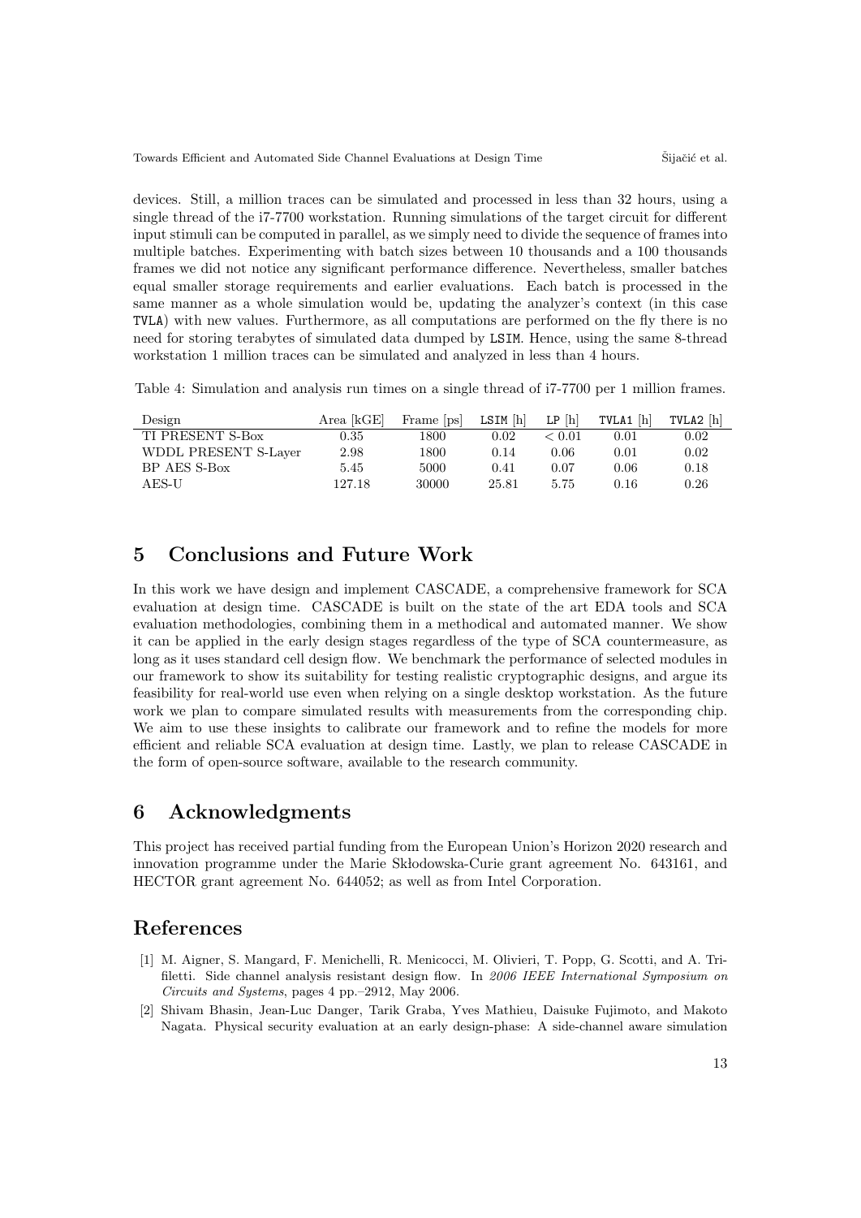devices. Still, a million traces can be simulated and processed in less than 32 hours, using a single thread of the i7-7700 workstation. Running simulations of the target circuit for different input stimuli can be computed in parallel, as we simply need to divide the sequence of frames into multiple batches. Experimenting with batch sizes between 10 thousands and a 100 thousands frames we did not notice any significant performance difference. Nevertheless, smaller batches equal smaller storage requirements and earlier evaluations. Each batch is processed in the same manner as a whole simulation would be, updating the analyzer's context (in this case `TVLA`) with new values. Furthermore, as all computations are performed on the fly there is no need for storing terabytes of simulated data dumped by `LSIM`. Hence, using the same 8-thread workstation 1 million traces can be simulated and analyzed in less than 4 hours.

Table 4: Simulation and analysis run times on a single thread of i7-7700 per 1 million frames.

| Design | Area [kGE] | Frame [ps] | `LSIM` [h] | `LP` [h] | `TVLA1` [h] | `TVLA2` [h] |
|---|---|---|---|---|---|---|
| TI PRESENT S-Box | 0.35 | 1800 | 0.02 | $< 0.01$ | 0.01 | 0.02 |
| WDDL PRESENT S-Layer | 2.98 | 1800 | 0.14 | 0.06 | 0.01 | 0.02 |
| BP AES S-Box | 5.45 | 5000 | 0.41 | 0.07 | 0.06 | 0.18 |
| AES-U | 127.18 | 30000 | 25.81 | 5.75 | 0.16 | 0.26 |

## 5 Conclusions and Future Work

In this work we have design and implement CASCADE, a comprehensive framework for SCA evaluation at design time. CASCADE is built on the state of the art EDA tools and SCA evaluation methodologies, combining them in a methodical and automated manner. We show it can be applied in the early design stages regardless of the type of SCA countermeasure, as long as it uses standard cell design flow. We benchmark the performance of selected modules in our framework to show its suitability for testing realistic cryptographic designs, and argue its feasibility for real-world use even when relying on a single desktop workstation. As the future work we plan to compare simulated results with measurements from the corresponding chip. We aim to use these insights to calibrate our framework and to refine the models for more efficient and reliable SCA evaluation at design time. Lastly, we plan to release CASCADE in the form of open-source software, available to the research community.

## 6 Acknowledgments

This project has received partial funding from the European Union's Horizon 2020 research and innovation programme under the Marie Skłodowska-Curie grant agreement No. 643161, and HECTOR grant agreement No. 644052; as well as from Intel Corporation.

## References

[1] M. Aigner, S. Mangard, F. Menichelli, R. Menicocci, M. Olivieri, T. Popp, G. Scotti, and A. Trifiletti. Side channel analysis resistant design flow. In *2006 IEEE International Symposium on Circuits and Systems*, pages 4 pp.–2912, May 2006.

[2] Shivam Bhasin, Jean-Luc Danger, Tarik Graba, Yves Mathieu, Daisuke Fujimoto, and Makoto Nagata. Physical security evaluation at an early design-phase: A side-channel aware simulation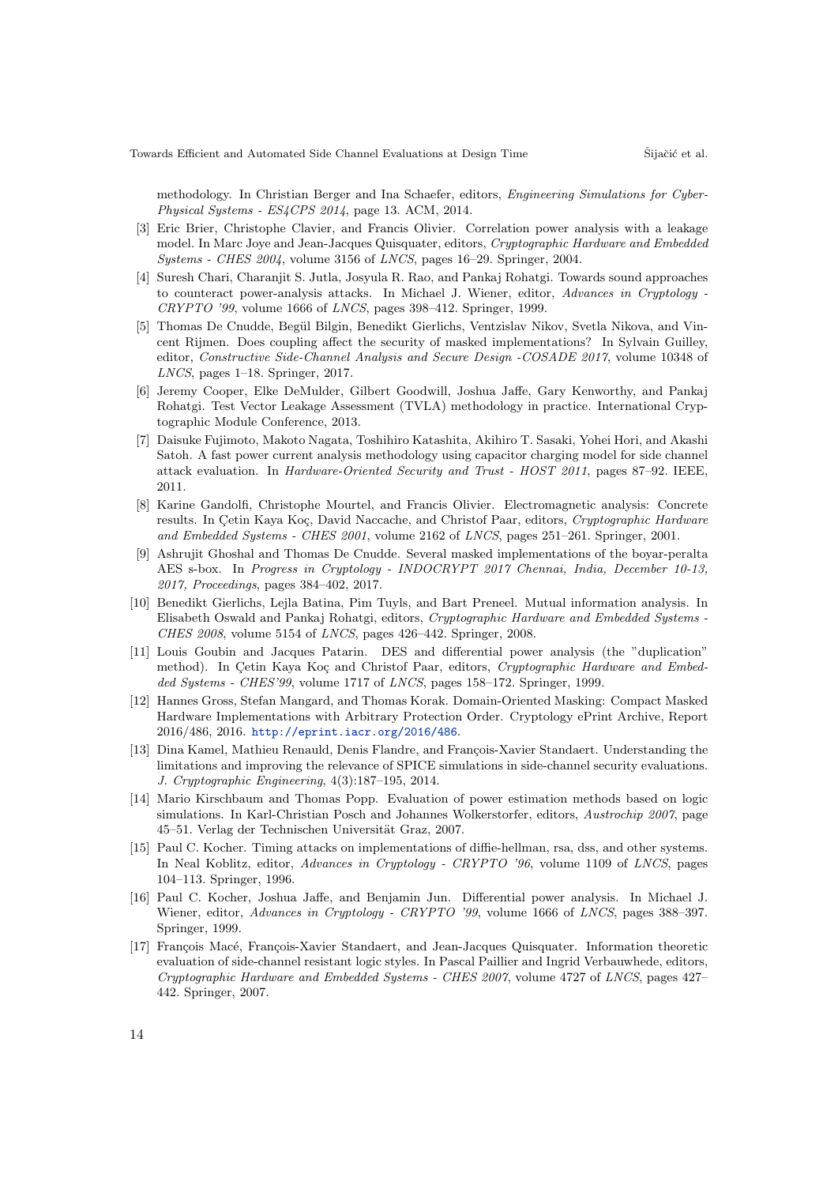methodology. In Christian Berger and Ina Schaefer, editors, *Engineering Simulations for Cyber-Physical Systems - ES4CPS 2014*, page 13. ACM, 2014.

[3] Eric Brier, Christophe Clavier, and Francis Olivier. Correlation power analysis with a leakage model. In Marc Joye and Jean-Jacques Quisquater, editors, *Cryptographic Hardware and Embedded Systems - CHES 2004*, volume 3156 of *LNCS*, pages 16–29. Springer, 2004.

[4] Suresh Chari, Charanjit S. Jutla, Josyula R. Rao, and Pankaj Rohatgi. Towards sound approaches to counteract power-analysis attacks. In Michael J. Wiener, editor, *Advances in Cryptology - CRYPTO '99*, volume 1666 of *LNCS*, pages 398–412. Springer, 1999.

[5] Thomas De Cnudde, Begül Bilgin, Benedikt Gierlichs, Ventzislav Nikov, Svetla Nikova, and Vincent Rijmen. Does coupling affect the security of masked implementations? In Sylvain Guilley, editor, *Constructive Side-Channel Analysis and Secure Design -COSADE 2017*, volume 10348 of *LNCS*, pages 1–18. Springer, 2017.

[6] Jeremy Cooper, Elke DeMulder, Gilbert Goodwill, Joshua Jaffe, Gary Kenworthy, and Pankaj Rohatgi. Test Vector Leakage Assessment (TVLA) methodology in practice. International Cryptographic Module Conference, 2013.

[7] Daisuke Fujimoto, Makoto Nagata, Toshihiro Katashita, Akihiro T. Sasaki, Yohei Hori, and Akashi Satoh. A fast power current analysis methodology using capacitor charging model for side channel attack evaluation. In *Hardware-Oriented Security and Trust - HOST 2011*, pages 87–92. IEEE, 2011.

[8] Karine Gandolfi, Christophe Mourtel, and Francis Olivier. Electromagnetic analysis: Concrete results. In Çetin Kaya Koç, David Naccache, and Christof Paar, editors, *Cryptographic Hardware and Embedded Systems - CHES 2001*, volume 2162 of *LNCS*, pages 251–261. Springer, 2001.

[9] Ashrujit Ghoshal and Thomas De Cnudde. Several masked implementations of the boyar-peralta AES s-box. In *Progress in Cryptology - INDOCRYPT 2017 Chennai, India, December 10-13, 2017, Proceedings*, pages 384–402, 2017.

[10] Benedikt Gierlichs, Lejla Batina, Pim Tuyls, and Bart Preneel. Mutual information analysis. In Elisabeth Oswald and Pankaj Rohatgi, editors, *Cryptographic Hardware and Embedded Systems - CHES 2008*, volume 5154 of *LNCS*, pages 426–442. Springer, 2008.

[11] Louis Goubin and Jacques Patarin. DES and differential power analysis (the "duplication" method). In Çetin Kaya Koç and Christof Paar, editors, *Cryptographic Hardware and Embedded Systems - CHES'99*, volume 1717 of *LNCS*, pages 158–172. Springer, 1999.

[12] Hannes Gross, Stefan Mangard, and Thomas Korak. Domain-Oriented Masking: Compact Masked Hardware Implementations with Arbitrary Protection Order. Cryptology ePrint Archive, Report 2016/486, 2016. http://eprint.iacr.org/2016/486.

[13] Dina Kamel, Mathieu Renauld, Denis Flandre, and François-Xavier Standaert. Understanding the limitations and improving the relevance of SPICE simulations in side-channel security evaluations. *J. Cryptographic Engineering*, 4(3):187–195, 2014.

[14] Mario Kirschbaum and Thomas Popp. Evaluation of power estimation methods based on logic simulations. In Karl-Christian Posch and Johannes Wolkerstorfer, editors, *Austrochip 2007*, page 45–51. Verlag der Technischen Universität Graz, 2007.

[15] Paul C. Kocher. Timing attacks on implementations of diffie-hellman, rsa, dss, and other systems. In Neal Koblitz, editor, *Advances in Cryptology - CRYPTO '96*, volume 1109 of *LNCS*, pages 104–113. Springer, 1996.

[16] Paul C. Kocher, Joshua Jaffe, and Benjamin Jun. Differential power analysis. In Michael J. Wiener, editor, *Advances in Cryptology - CRYPTO '99*, volume 1666 of *LNCS*, pages 388–397. Springer, 1999.

[17] François Macé, François-Xavier Standaert, and Jean-Jacques Quisquater. Information theoretic evaluation of side-channel resistant logic styles. In Pascal Paillier and Ingrid Verbauwhede, editors, *Cryptographic Hardware and Embedded Systems - CHES 2007*, volume 4727 of *LNCS*, pages 427–442. Springer, 2007.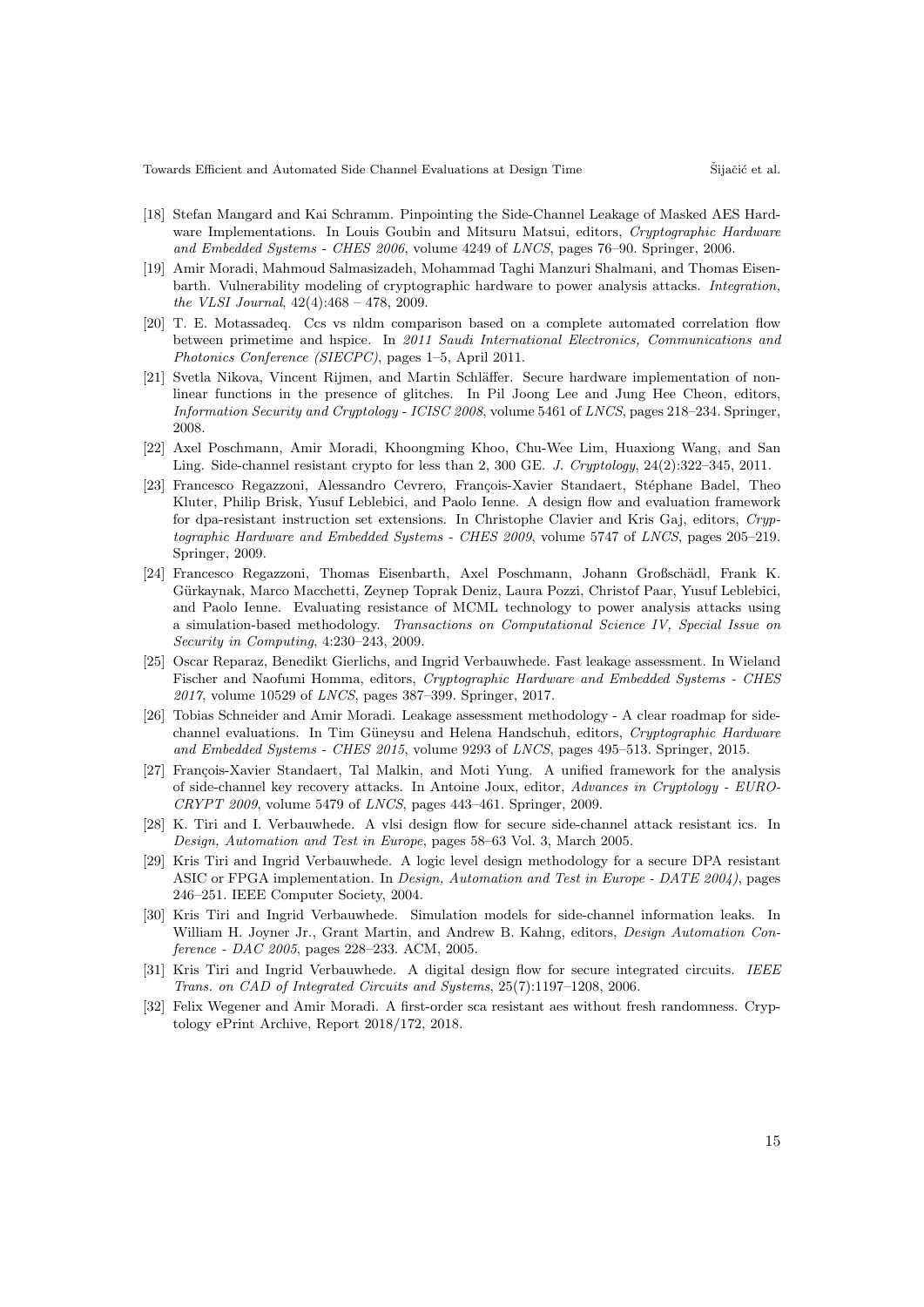[18] Stefan Mangard and Kai Schramm. Pinpointing the Side-Channel Leakage of Masked AES Hardware Implementations. In Louis Goubin and Mitsuru Matsui, editors, *Cryptographic Hardware and Embedded Systems - CHES 2006*, volume 4249 of *LNCS*, pages 76–90. Springer, 2006.

[19] Amir Moradi, Mahmoud Salmasizadeh, Mohammad Taghi Manzuri Shalmani, and Thomas Eisenbarth. Vulnerability modeling of cryptographic hardware to power analysis attacks. *Integration, the VLSI Journal*, 42(4):468 – 478, 2009.

[20] T. E. Motassadeq. Ccs vs nldm comparison based on a complete automated correlation flow between primetime and hspice. In *2011 Saudi International Electronics, Communications and Photonics Conference (SIECPC)*, pages 1–5, April 2011.

[21] Svetla Nikova, Vincent Rijmen, and Martin Schläffer. Secure hardware implementation of non-linear functions in the presence of glitches. In Pil Joong Lee and Jung Hee Cheon, editors, *Information Security and Cryptology - ICISC 2008*, volume 5461 of *LNCS*, pages 218–234. Springer, 2008.

[22] Axel Poschmann, Amir Moradi, Khoongming Khoo, Chu-Wee Lim, Huaxiong Wang, and San Ling. Side-channel resistant crypto for less than 2, 300 GE. *J. Cryptology*, 24(2):322–345, 2011.

[23] Francesco Regazzoni, Alessandro Cevrero, François-Xavier Standaert, Stéphane Badel, Theo Kluter, Philip Brisk, Yusuf Leblebici, and Paolo Ienne. A design flow and evaluation framework for dpa-resistant instruction set extensions. In Christophe Clavier and Kris Gaj, editors, *Cryptographic Hardware and Embedded Systems - CHES 2009*, volume 5747 of *LNCS*, pages 205–219. Springer, 2009.

[24] Francesco Regazzoni, Thomas Eisenbarth, Axel Poschmann, Johann Großschädl, Frank K. Gürkaynak, Marco Macchetti, Zeynep Toprak Deniz, Laura Pozzi, Christof Paar, Yusuf Leblebici, and Paolo Ienne. Evaluating resistance of MCML technology to power analysis attacks using a simulation-based methodology. *Transactions on Computational Science IV, Special Issue on Security in Computing*, 4:230–243, 2009.

[25] Oscar Reparaz, Benedikt Gierlichs, and Ingrid Verbauwhede. Fast leakage assessment. In Wieland Fischer and Naofumi Homma, editors, *Cryptographic Hardware and Embedded Systems - CHES 2017*, volume 10529 of *LNCS*, pages 387–399. Springer, 2017.

[26] Tobias Schneider and Amir Moradi. Leakage assessment methodology - A clear roadmap for side-channel evaluations. In Tim Güneysu and Helena Handschuh, editors, *Cryptographic Hardware and Embedded Systems - CHES 2015*, volume 9293 of *LNCS*, pages 495–513. Springer, 2015.

[27] François-Xavier Standaert, Tal Malkin, and Moti Yung. A unified framework for the analysis of side-channel key recovery attacks. In Antoine Joux, editor, *Advances in Cryptology - EUROCRYPT 2009*, volume 5479 of *LNCS*, pages 443–461. Springer, 2009.

[28] K. Tiri and I. Verbauwhede. A vlsi design flow for secure side-channel attack resistant ics. In *Design, Automation and Test in Europe*, pages 58–63 Vol. 3, March 2005.

[29] Kris Tiri and Ingrid Verbauwhede. A logic level design methodology for a secure DPA resistant ASIC or FPGA implementation. In *Design, Automation and Test in Europe - DATE 2004)*, pages 246–251. IEEE Computer Society, 2004.

[30] Kris Tiri and Ingrid Verbauwhede. Simulation models for side-channel information leaks. In William H. Joyner Jr., Grant Martin, and Andrew B. Kahng, editors, *Design Automation Conference - DAC 2005*, pages 228–233. ACM, 2005.

[31] Kris Tiri and Ingrid Verbauwhede. A digital design flow for secure integrated circuits. *IEEE Trans. on CAD of Integrated Circuits and Systems*, 25(7):1197–1208, 2006.

[32] Felix Wegener and Amir Moradi. A first-order sca resistant aes without fresh randomness. Cryptology ePrint Archive, Report 2018/172, 2018.